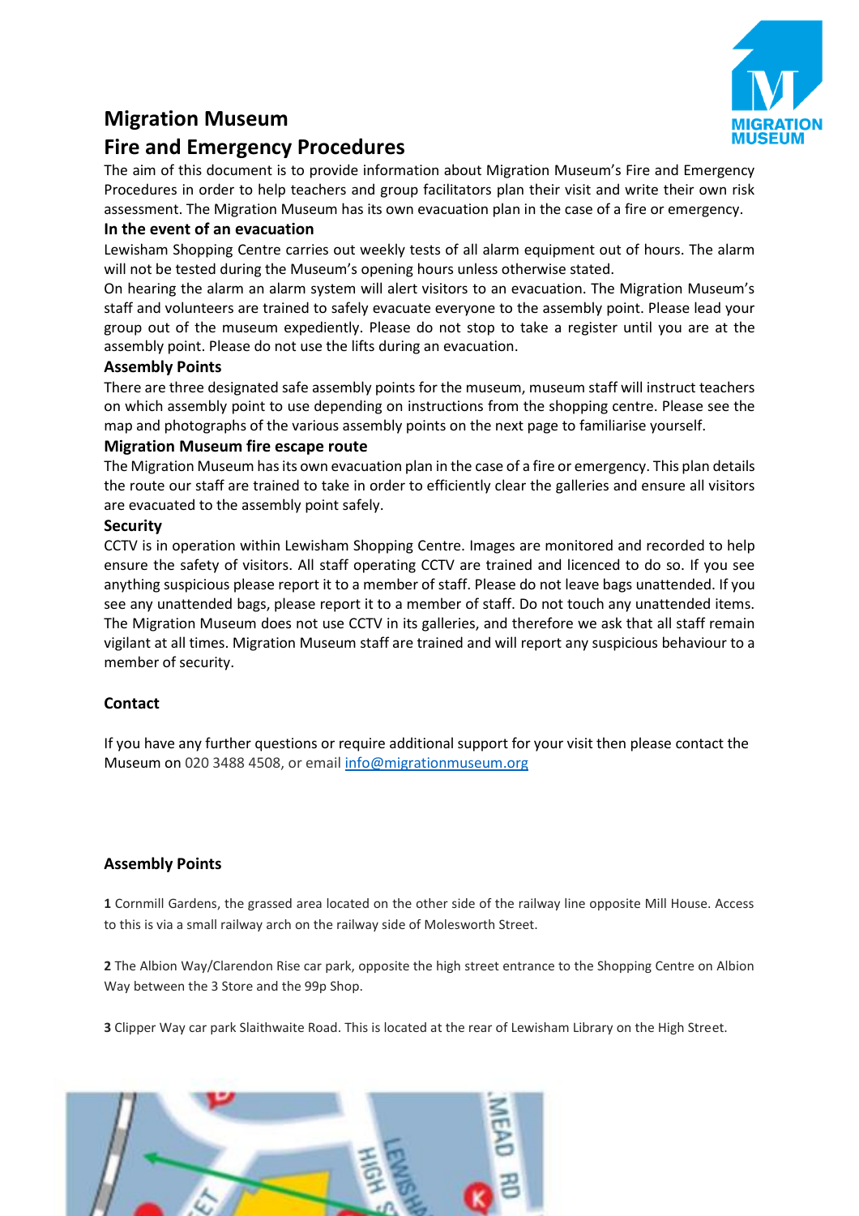# Migration Museum

# Fire and Emergency Procedures

The aim of this document is to provide information about Migration Museum's Fire and Emergency Procedures in order to help teachers and group facilitators plan their visit and write their own risk assessment. The Migration Museum has its own evacuation plan in the case of a fire or emergency.

### In the event of an evacuation

Lewisham Shopping Centre carries out weekly tests of all alarm equipment out of hours. The alarm will not be tested during the Museum's opening hours unless otherwise stated.

On hearing the alarm an alarm system will alert visitors to an evacuation. The Migration Museum's staff and volunteers are trained to safely evacuate everyone to the assembly point. Please lead your group out of the museum expediently. Please do not stop to take a register until you are at the assembly point. Please do not use the lifts during an evacuation.

### Assembly Points

There are three designated safe assembly points for the museum, museum staff will instruct teachers on which assembly point to use depending on instructions from the shopping centre. Please see the map and photographs of the various assembly points on the next page to familiarise yourself.

### Migration Museum fire escape route

The Migration Museum has its own evacuation plan in the case of a fire or emergency. This plan details the route our staff are trained to take in order to efficiently clear the galleries and ensure all visitors are evacuated to the assembly point safely.

### Security

CCTV is in operation within Lewisham Shopping Centre. Images are monitored and recorded to help ensure the safety of visitors. All staff operating CCTV are trained and licenced to do so. If you see anything suspicious please report it to a member of staff. Please do not leave bags unattended. If you see any unattended bags, please report it to a member of staff. Do not touch any unattended items. The Migration Museum does not use CCTV in its galleries, and therefore we ask that all staff remain vigilant at all times. Migration Museum staff are trained and will report any suspicious behaviour to a member of security.

### Contact

If you have any further questions or require additional support for your visit then please contact the Museum on 020 3488 4508, or email [info@migrationmuseum.org](mailto:info@migrationmuseum.org)

### Assembly Points

**1** Cornmill Gardens, the grassed area located on the other side of the railway line opposite Mill House. Access to this is via a small railway arch on the railway side of Molesworth Street.

**2** The Albion Way/Clarendon Rise car park, opposite the high street entrance to the Shopping Centre on Albion Way between the 3 Store and the 99p Shop.

**3** Clipper Way car park Slaithwaite Road. This is located at the rear of Lewisham Library on the High Street.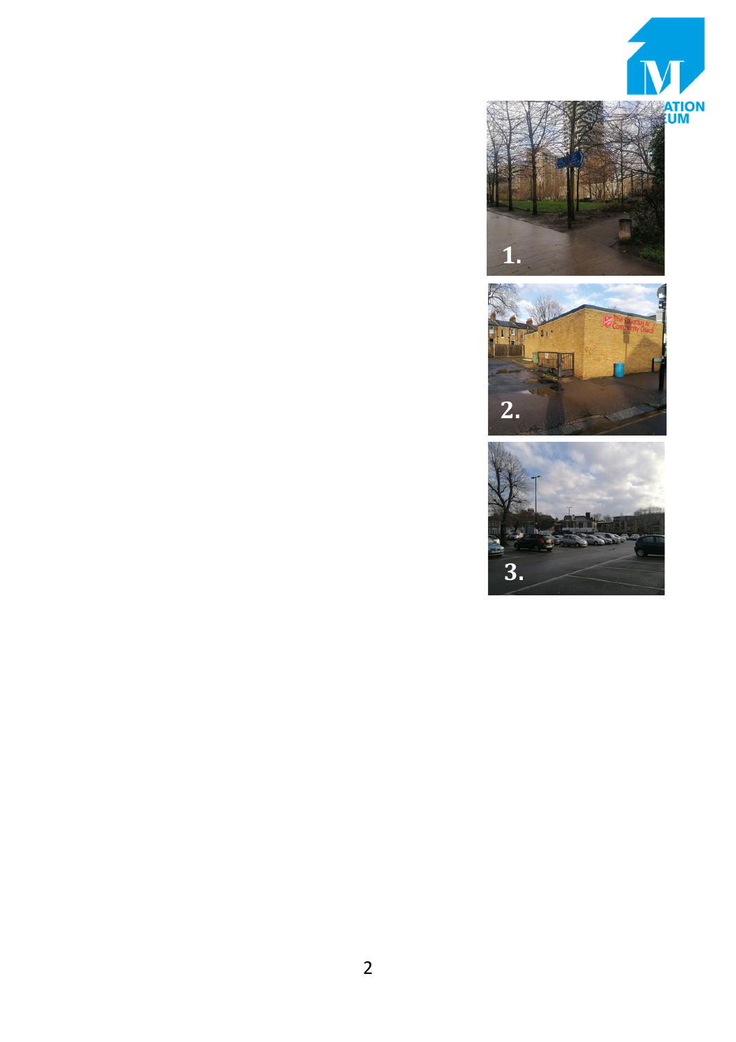1.

2.

3.